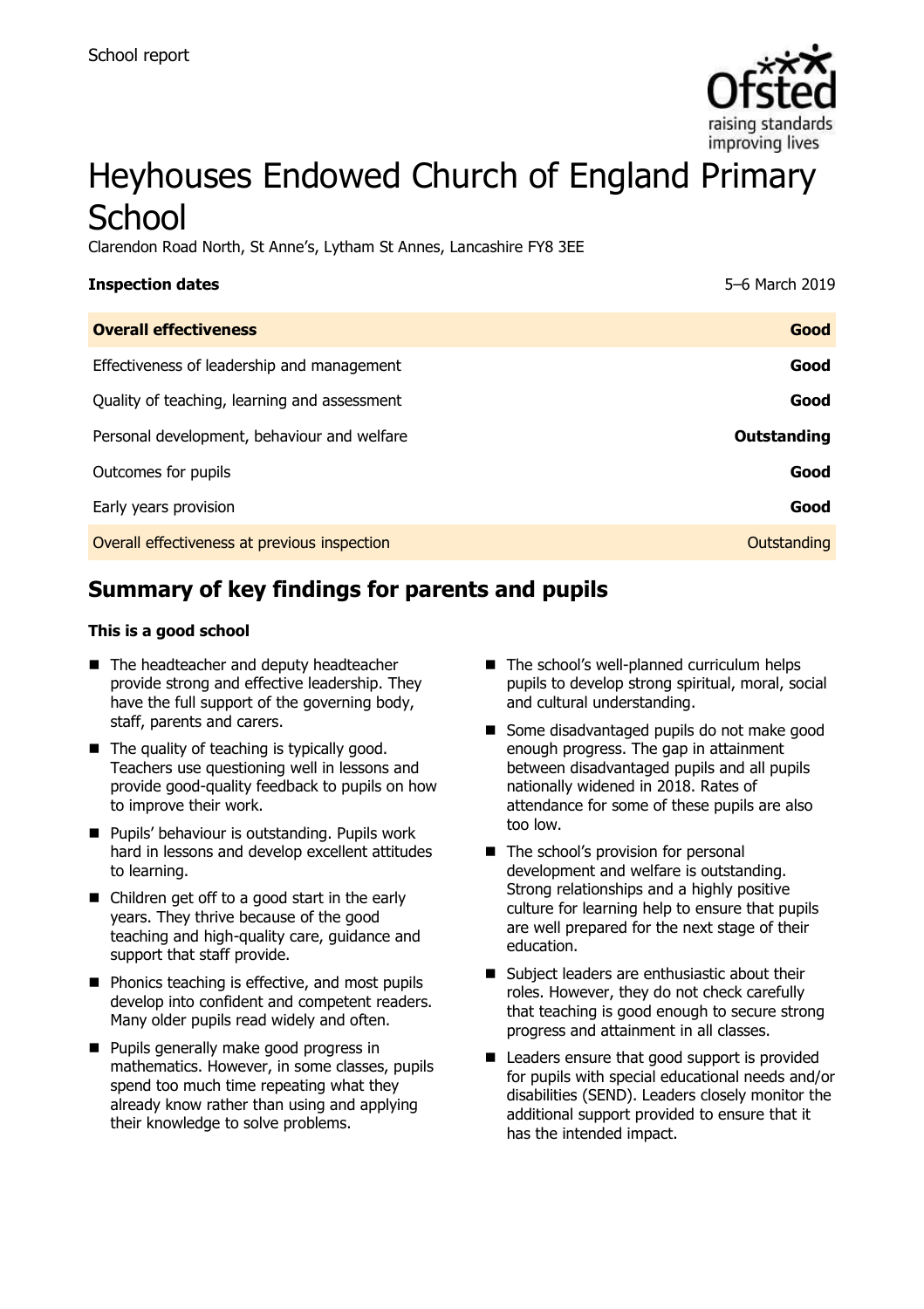School report

# Heyhouses Endowed Church of England Primary School

Clarendon Road North, St Anne's, Lytham St Annes, Lancashire FY8 3EE

| | |
|---|---|
| **Inspection dates** | 5–6 March 2019 |
| **Overall effectiveness** | **Good** |
| Effectiveness of leadership and management | **Good** |
| Quality of teaching, learning and assessment | **Good** |
| Personal development, behaviour and welfare | **Outstanding** |
| Outcomes for pupils | **Good** |
| Early years provision | **Good** |
| Overall effectiveness at previous inspection | Outstanding |

## Summary of key findings for parents and pupils

**This is a good school**

- The headteacher and deputy headteacher provide strong and effective leadership. They have the full support of the governing body, staff, parents and carers.
- The quality of teaching is typically good. Teachers use questioning well in lessons and provide good-quality feedback to pupils on how to improve their work.
- Pupils' behaviour is outstanding. Pupils work hard in lessons and develop excellent attitudes to learning.
- Children get off to a good start in the early years. They thrive because of the good teaching and high-quality care, guidance and support that staff provide.
- Phonics teaching is effective, and most pupils develop into confident and competent readers. Many older pupils read widely and often.
- Pupils generally make good progress in mathematics. However, in some classes, pupils spend too much time repeating what they already know rather than using and applying their knowledge to solve problems.
- The school's well-planned curriculum helps pupils to develop strong spiritual, moral, social and cultural understanding.
- Some disadvantaged pupils do not make good enough progress. The gap in attainment between disadvantaged pupils and all pupils nationally widened in 2018. Rates of attendance for some of these pupils are also too low.
- The school's provision for personal development and welfare is outstanding. Strong relationships and a highly positive culture for learning help to ensure that pupils are well prepared for the next stage of their education.
- Subject leaders are enthusiastic about their roles. However, they do not check carefully that teaching is good enough to secure strong progress and attainment in all classes.
- Leaders ensure that good support is provided for pupils with special educational needs and/or disabilities (SEND). Leaders closely monitor the additional support provided to ensure that it has the intended impact.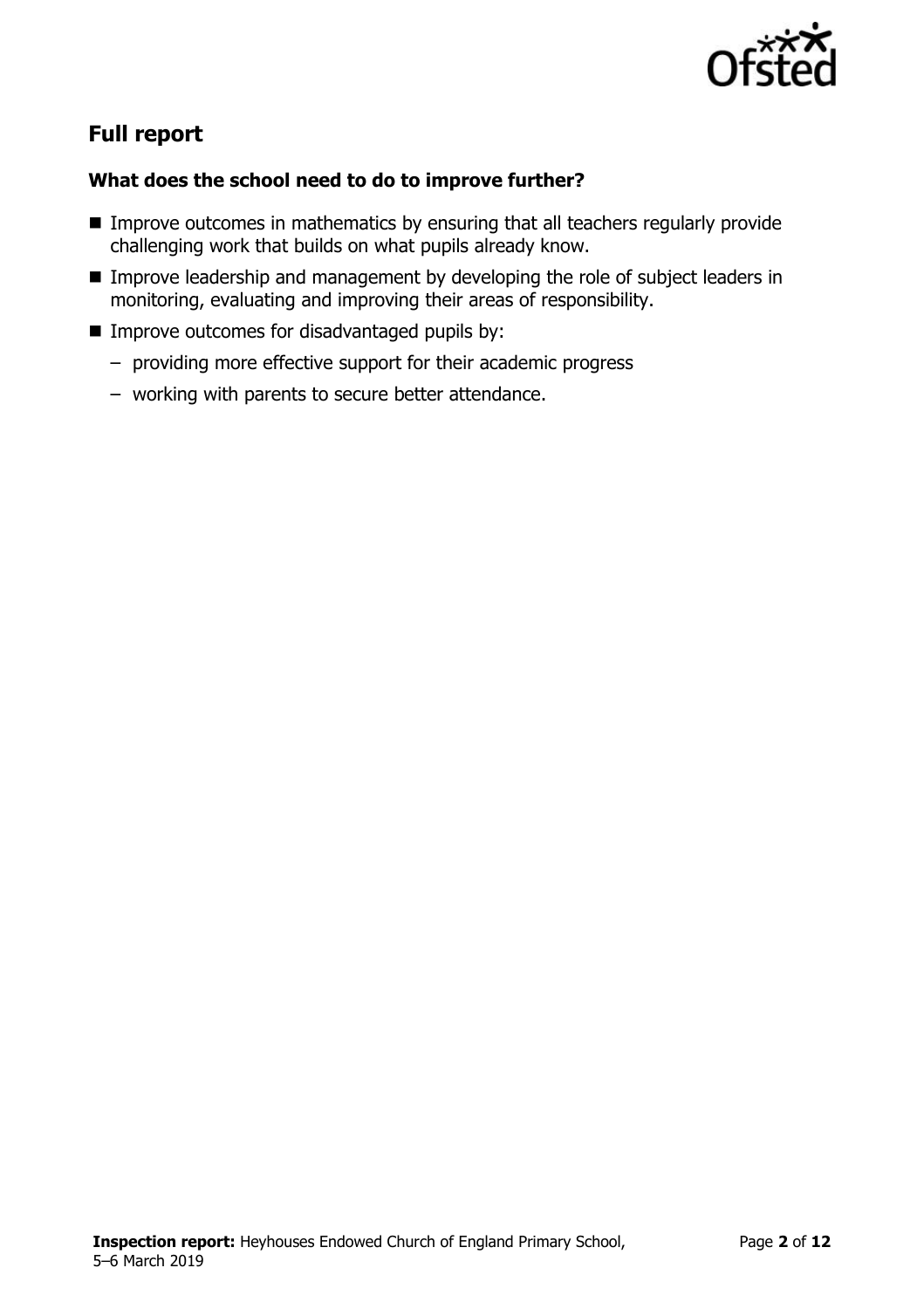## Full report

### What does the school need to do to improve further?

- Improve outcomes in mathematics by ensuring that all teachers regularly provide challenging work that builds on what pupils already know.
- Improve leadership and management by developing the role of subject leaders in monitoring, evaluating and improving their areas of responsibility.
- Improve outcomes for disadvantaged pupils by:
  - providing more effective support for their academic progress
  - working with parents to secure better attendance.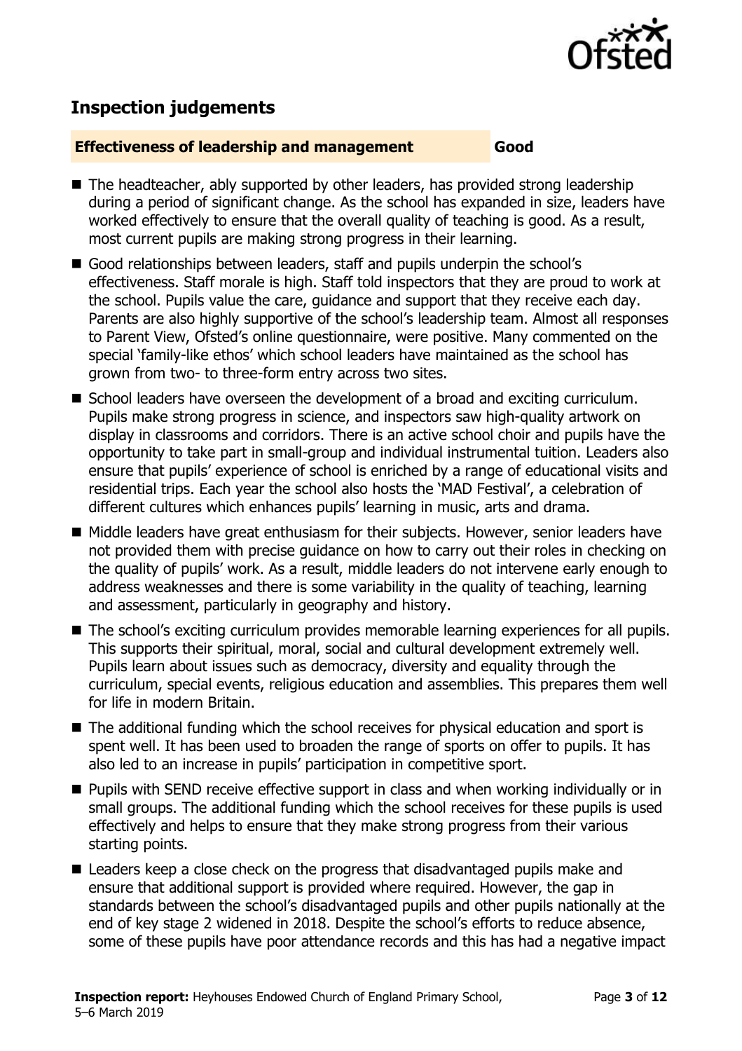## Inspection judgements

**Effectiveness of leadership and management** **Good**

- The headteacher, ably supported by other leaders, has provided strong leadership during a period of significant change. As the school has expanded in size, leaders have worked effectively to ensure that the overall quality of teaching is good. As a result, most current pupils are making strong progress in their learning.
- Good relationships between leaders, staff and pupils underpin the school's effectiveness. Staff morale is high. Staff told inspectors that they are proud to work at the school. Pupils value the care, guidance and support that they receive each day. Parents are also highly supportive of the school's leadership team. Almost all responses to Parent View, Ofsted's online questionnaire, were positive. Many commented on the special 'family-like ethos' which school leaders have maintained as the school has grown from two- to three-form entry across two sites.
- School leaders have overseen the development of a broad and exciting curriculum. Pupils make strong progress in science, and inspectors saw high-quality artwork on display in classrooms and corridors. There is an active school choir and pupils have the opportunity to take part in small-group and individual instrumental tuition. Leaders also ensure that pupils' experience of school is enriched by a range of educational visits and residential trips. Each year the school also hosts the 'MAD Festival', a celebration of different cultures which enhances pupils' learning in music, arts and drama.
- Middle leaders have great enthusiasm for their subjects. However, senior leaders have not provided them with precise guidance on how to carry out their roles in checking on the quality of pupils' work. As a result, middle leaders do not intervene early enough to address weaknesses and there is some variability in the quality of teaching, learning and assessment, particularly in geography and history.
- The school's exciting curriculum provides memorable learning experiences for all pupils. This supports their spiritual, moral, social and cultural development extremely well. Pupils learn about issues such as democracy, diversity and equality through the curriculum, special events, religious education and assemblies. This prepares them well for life in modern Britain.
- The additional funding which the school receives for physical education and sport is spent well. It has been used to broaden the range of sports on offer to pupils. It has also led to an increase in pupils' participation in competitive sport.
- Pupils with SEND receive effective support in class and when working individually or in small groups. The additional funding which the school receives for these pupils is used effectively and helps to ensure that they make strong progress from their various starting points.
- Leaders keep a close check on the progress that disadvantaged pupils make and ensure that additional support is provided where required. However, the gap in standards between the school's disadvantaged pupils and other pupils nationally at the end of key stage 2 widened in 2018. Despite the school's efforts to reduce absence, some of these pupils have poor attendance records and this has had a negative impact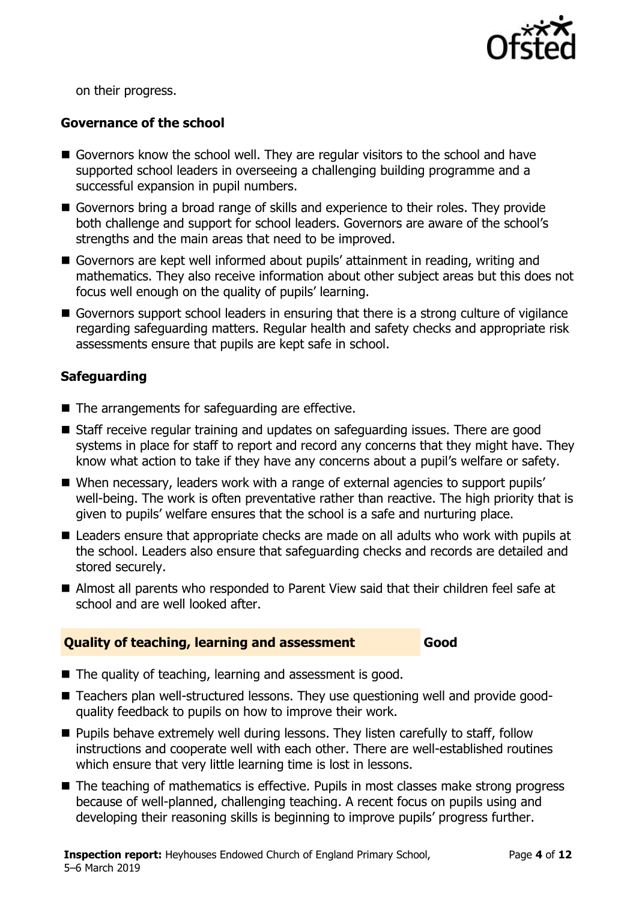on their progress.

### Governance of the school

- Governors know the school well. They are regular visitors to the school and have supported school leaders in overseeing a challenging building programme and a successful expansion in pupil numbers.
- Governors bring a broad range of skills and experience to their roles. They provide both challenge and support for school leaders. Governors are aware of the school's strengths and the main areas that need to be improved.
- Governors are kept well informed about pupils' attainment in reading, writing and mathematics. They also receive information about other subject areas but this does not focus well enough on the quality of pupils' learning.
- Governors support school leaders in ensuring that there is a strong culture of vigilance regarding safeguarding matters. Regular health and safety checks and appropriate risk assessments ensure that pupils are kept safe in school.

### Safeguarding

- The arrangements for safeguarding are effective.
- Staff receive regular training and updates on safeguarding issues. There are good systems in place for staff to report and record any concerns that they might have. They know what action to take if they have any concerns about a pupil's welfare or safety.
- When necessary, leaders work with a range of external agencies to support pupils' well-being. The work is often preventative rather than reactive. The high priority that is given to pupils' welfare ensures that the school is a safe and nurturing place.
- Leaders ensure that appropriate checks are made on all adults who work with pupils at the school. Leaders also ensure that safeguarding checks and records are detailed and stored securely.
- Almost all parents who responded to Parent View said that their children feel safe at school and are well looked after.

## Quality of teaching, learning and assessment — Good

- The quality of teaching, learning and assessment is good.
- Teachers plan well-structured lessons. They use questioning well and provide good-quality feedback to pupils on how to improve their work.
- Pupils behave extremely well during lessons. They listen carefully to staff, follow instructions and cooperate well with each other. There are well-established routines which ensure that very little learning time is lost in lessons.
- The teaching of mathematics is effective. Pupils in most classes make strong progress because of well-planned, challenging teaching. A recent focus on pupils using and developing their reasoning skills is beginning to improve pupils' progress further.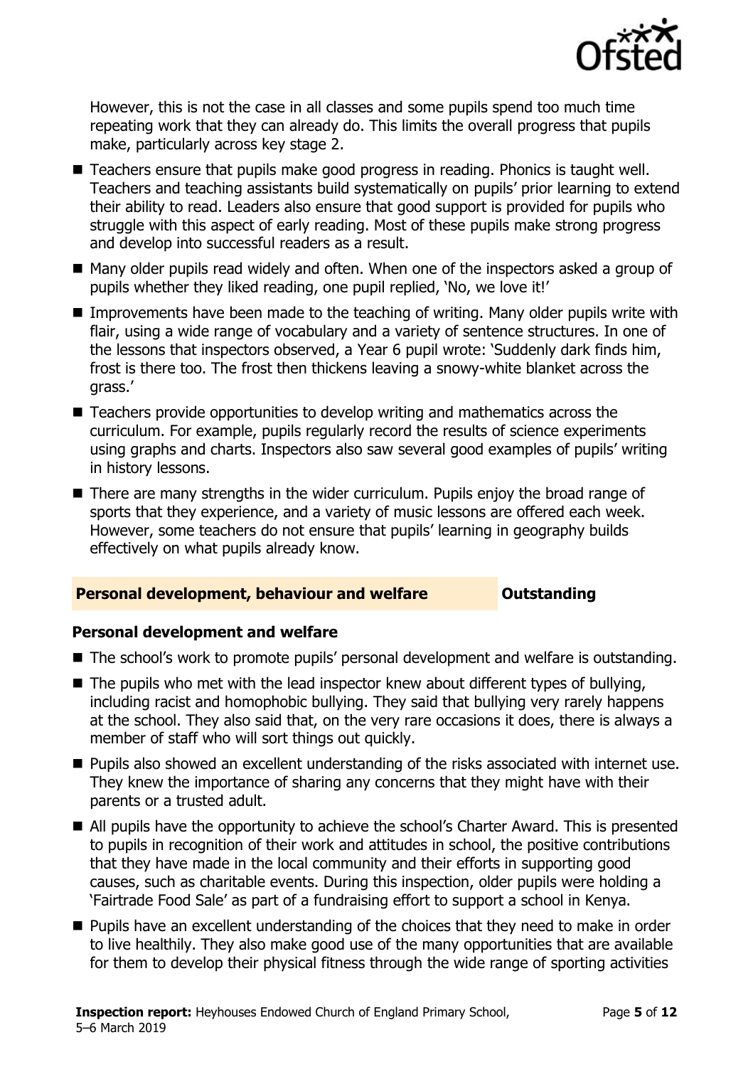However, this is not the case in all classes and some pupils spend too much time repeating work that they can already do. This limits the overall progress that pupils make, particularly across key stage 2.

- Teachers ensure that pupils make good progress in reading. Phonics is taught well. Teachers and teaching assistants build systematically on pupils' prior learning to extend their ability to read. Leaders also ensure that good support is provided for pupils who struggle with this aspect of early reading. Most of these pupils make strong progress and develop into successful readers as a result.
- Many older pupils read widely and often. When one of the inspectors asked a group of pupils whether they liked reading, one pupil replied, 'No, we love it!'
- Improvements have been made to the teaching of writing. Many older pupils write with flair, using a wide range of vocabulary and a variety of sentence structures. In one of the lessons that inspectors observed, a Year 6 pupil wrote: 'Suddenly dark finds him, frost is there too. The frost then thickens leaving a snowy-white blanket across the grass.'
- Teachers provide opportunities to develop writing and mathematics across the curriculum. For example, pupils regularly record the results of science experiments using graphs and charts. Inspectors also saw several good examples of pupils' writing in history lessons.
- There are many strengths in the wider curriculum. Pupils enjoy the broad range of sports that they experience, and a variety of music lessons are offered each week. However, some teachers do not ensure that pupils' learning in geography builds effectively on what pupils already know.

## Personal development, behaviour and welfare — Outstanding

### Personal development and welfare

- The school's work to promote pupils' personal development and welfare is outstanding.
- The pupils who met with the lead inspector knew about different types of bullying, including racist and homophobic bullying. They said that bullying very rarely happens at the school. They also said that, on the very rare occasions it does, there is always a member of staff who will sort things out quickly.
- Pupils also showed an excellent understanding of the risks associated with internet use. They knew the importance of sharing any concerns that they might have with their parents or a trusted adult.
- All pupils have the opportunity to achieve the school's Charter Award. This is presented to pupils in recognition of their work and attitudes in school, the positive contributions that they have made in the local community and their efforts in supporting good causes, such as charitable events. During this inspection, older pupils were holding a 'Fairtrade Food Sale' as part of a fundraising effort to support a school in Kenya.
- Pupils have an excellent understanding of the choices that they need to make in order to live healthily. They also make good use of the many opportunities that are available for them to develop their physical fitness through the wide range of sporting activities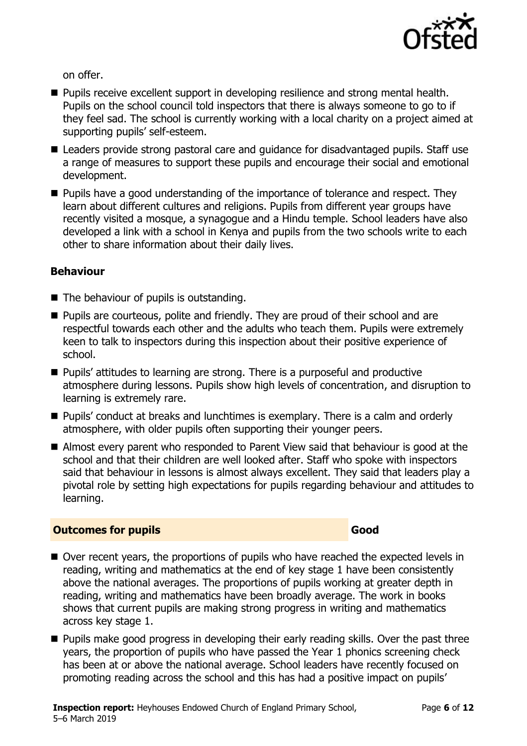on offer.

- Pupils receive excellent support in developing resilience and strong mental health. Pupils on the school council told inspectors that there is always someone to go to if they feel sad. The school is currently working with a local charity on a project aimed at supporting pupils' self-esteem.
- Leaders provide strong pastoral care and guidance for disadvantaged pupils. Staff use a range of measures to support these pupils and encourage their social and emotional development.
- Pupils have a good understanding of the importance of tolerance and respect. They learn about different cultures and religions. Pupils from different year groups have recently visited a mosque, a synagogue and a Hindu temple. School leaders have also developed a link with a school in Kenya and pupils from the two schools write to each other to share information about their daily lives.

### Behaviour

- The behaviour of pupils is outstanding.
- Pupils are courteous, polite and friendly. They are proud of their school and are respectful towards each other and the adults who teach them. Pupils were extremely keen to talk to inspectors during this inspection about their positive experience of school.
- Pupils' attitudes to learning are strong. There is a purposeful and productive atmosphere during lessons. Pupils show high levels of concentration, and disruption to learning is extremely rare.
- Pupils' conduct at breaks and lunchtimes is exemplary. There is a calm and orderly atmosphere, with older pupils often supporting their younger peers.
- Almost every parent who responded to Parent View said that behaviour is good at the school and that their children are well looked after. Staff who spoke with inspectors said that behaviour in lessons is almost always excellent. They said that leaders play a pivotal role by setting high expectations for pupils regarding behaviour and attitudes to learning.

## Outcomes for pupils — Good

- Over recent years, the proportions of pupils who have reached the expected levels in reading, writing and mathematics at the end of key stage 1 have been consistently above the national averages. The proportions of pupils working at greater depth in reading, writing and mathematics have been broadly average. The work in books shows that current pupils are making strong progress in writing and mathematics across key stage 1.
- Pupils make good progress in developing their early reading skills. Over the past three years, the proportion of pupils who have passed the Year 1 phonics screening check has been at or above the national average. School leaders have recently focused on promoting reading across the school and this has had a positive impact on pupils'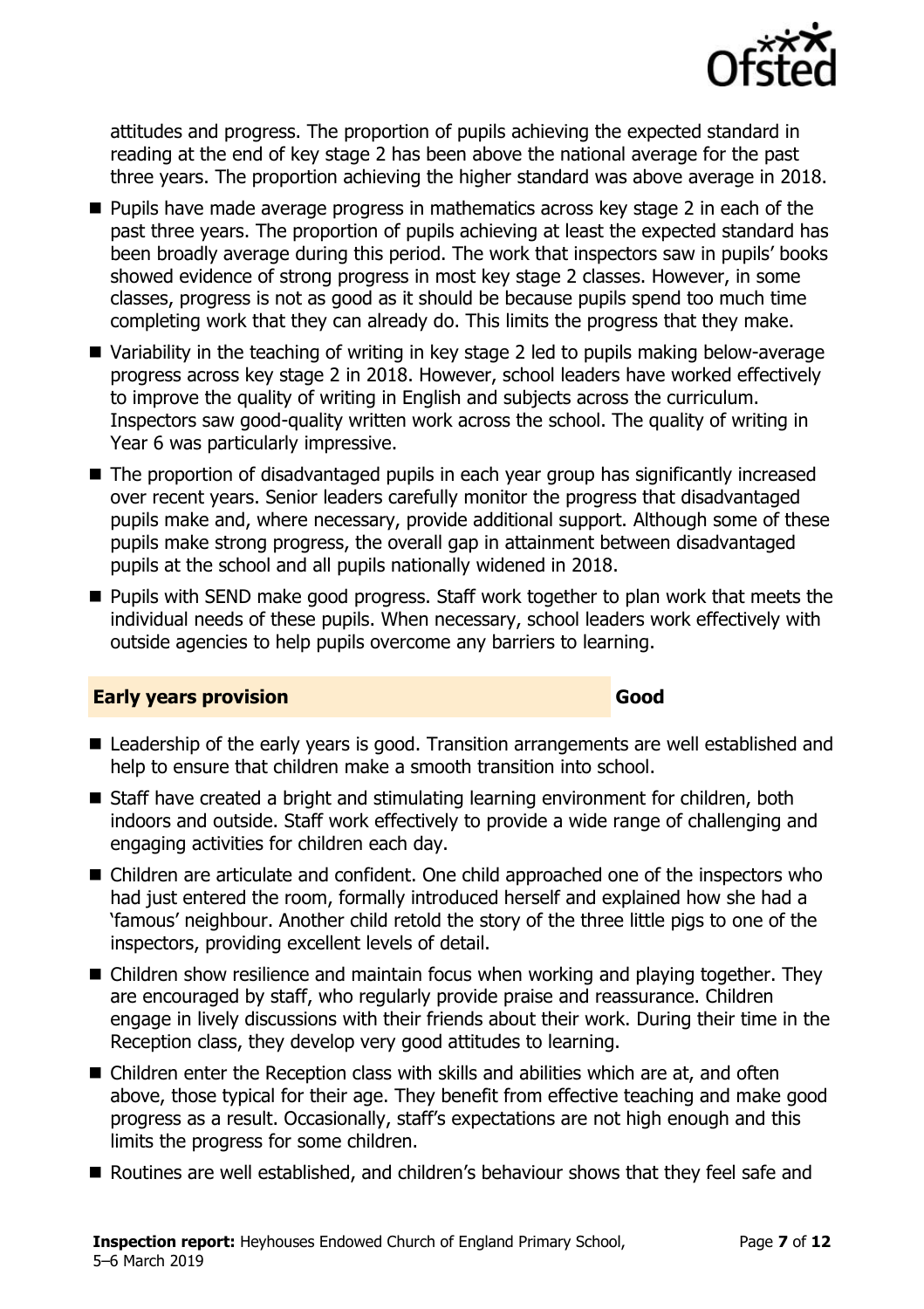attitudes and progress. The proportion of pupils achieving the expected standard in reading at the end of key stage 2 has been above the national average for the past three years. The proportion achieving the higher standard was above average in 2018.

- Pupils have made average progress in mathematics across key stage 2 in each of the past three years. The proportion of pupils achieving at least the expected standard has been broadly average during this period. The work that inspectors saw in pupils' books showed evidence of strong progress in most key stage 2 classes. However, in some classes, progress is not as good as it should be because pupils spend too much time completing work that they can already do. This limits the progress that they make.
- Variability in the teaching of writing in key stage 2 led to pupils making below-average progress across key stage 2 in 2018. However, school leaders have worked effectively to improve the quality of writing in English and subjects across the curriculum. Inspectors saw good-quality written work across the school. The quality of writing in Year 6 was particularly impressive.
- The proportion of disadvantaged pupils in each year group has significantly increased over recent years. Senior leaders carefully monitor the progress that disadvantaged pupils make and, where necessary, provide additional support. Although some of these pupils make strong progress, the overall gap in attainment between disadvantaged pupils at the school and all pupils nationally widened in 2018.
- Pupils with SEND make good progress. Staff work together to plan work that meets the individual needs of these pupils. When necessary, school leaders work effectively with outside agencies to help pupils overcome any barriers to learning.

## Early years provision — Good

- Leadership of the early years is good. Transition arrangements are well established and help to ensure that children make a smooth transition into school.
- Staff have created a bright and stimulating learning environment for children, both indoors and outside. Staff work effectively to provide a wide range of challenging and engaging activities for children each day.
- Children are articulate and confident. One child approached one of the inspectors who had just entered the room, formally introduced herself and explained how she had a 'famous' neighbour. Another child retold the story of the three little pigs to one of the inspectors, providing excellent levels of detail.
- Children show resilience and maintain focus when working and playing together. They are encouraged by staff, who regularly provide praise and reassurance. Children engage in lively discussions with their friends about their work. During their time in the Reception class, they develop very good attitudes to learning.
- Children enter the Reception class with skills and abilities which are at, and often above, those typical for their age. They benefit from effective teaching and make good progress as a result. Occasionally, staff's expectations are not high enough and this limits the progress for some children.
- Routines are well established, and children's behaviour shows that they feel safe and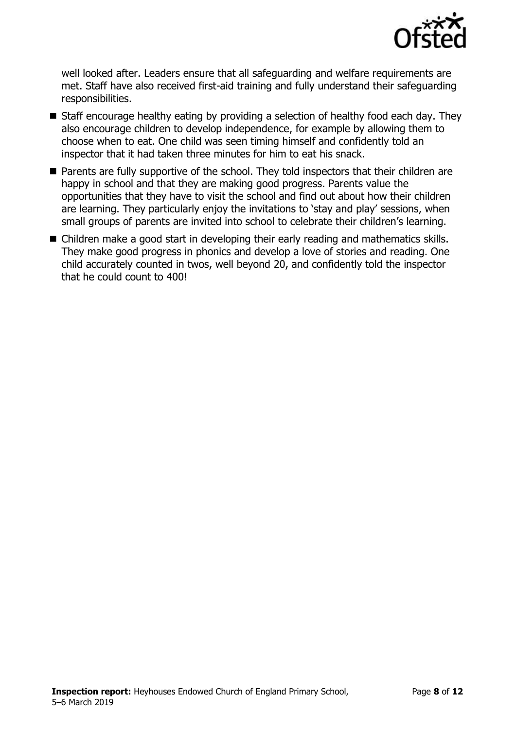well looked after. Leaders ensure that all safeguarding and welfare requirements are met. Staff have also received first-aid training and fully understand their safeguarding responsibilities.

- Staff encourage healthy eating by providing a selection of healthy food each day. They also encourage children to develop independence, for example by allowing them to choose when to eat. One child was seen timing himself and confidently told an inspector that it had taken three minutes for him to eat his snack.
- Parents are fully supportive of the school. They told inspectors that their children are happy in school and that they are making good progress. Parents value the opportunities that they have to visit the school and find out about how their children are learning. They particularly enjoy the invitations to 'stay and play' sessions, when small groups of parents are invited into school to celebrate their children's learning.
- Children make a good start in developing their early reading and mathematics skills. They make good progress in phonics and develop a love of stories and reading. One child accurately counted in twos, well beyond 20, and confidently told the inspector that he could count to 400!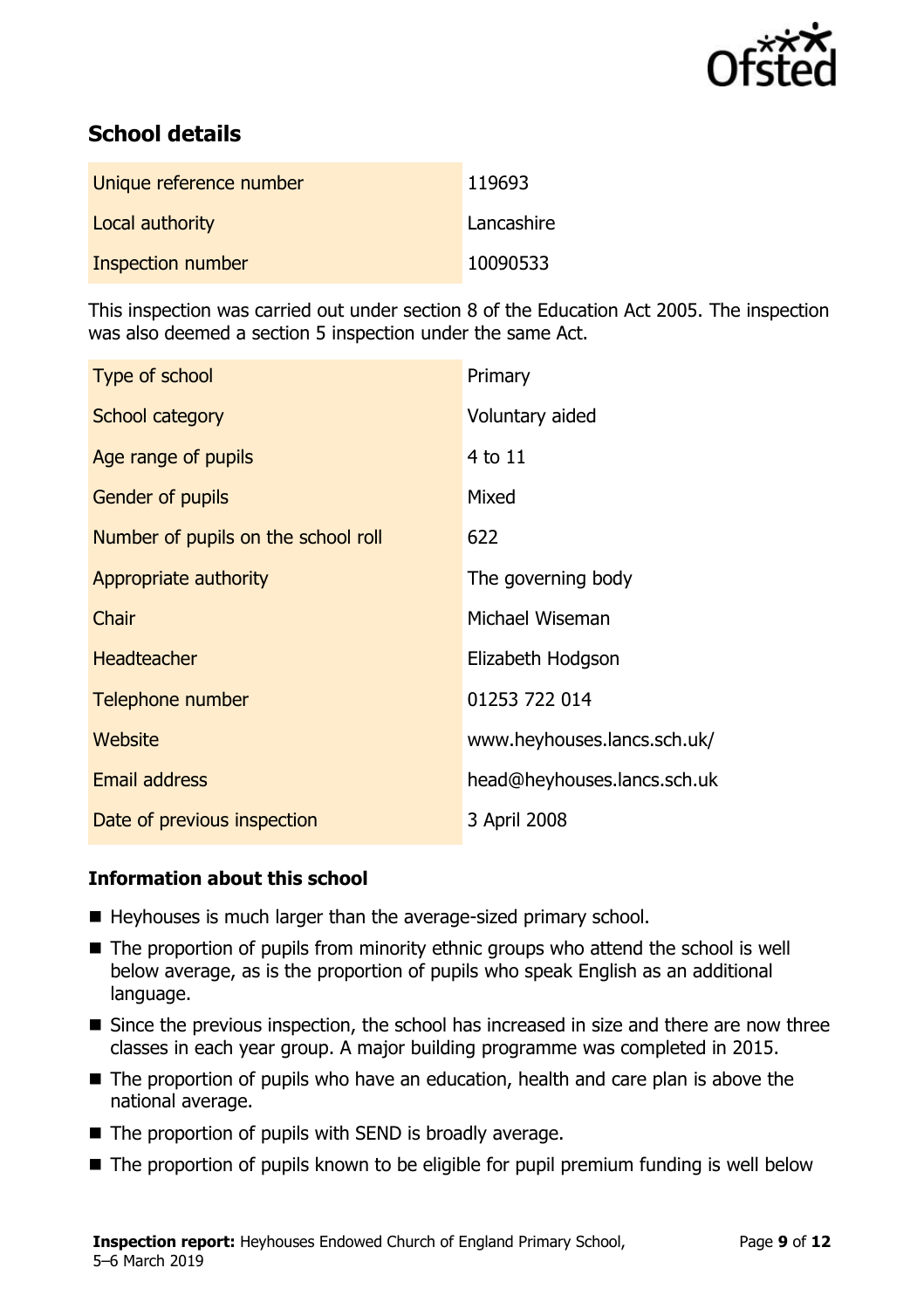## School details

| | |
|---|---|
| Unique reference number | 119693 |
| Local authority | Lancashire |
| Inspection number | 10090533 |

This inspection was carried out under section 8 of the Education Act 2005. The inspection was also deemed a section 5 inspection under the same Act.

| | |
|---|---|
| Type of school | Primary |
| School category | Voluntary aided |
| Age range of pupils | 4 to 11 |
| Gender of pupils | Mixed |
| Number of pupils on the school roll | 622 |
| Appropriate authority | The governing body |
| Chair | Michael Wiseman |
| Headteacher | Elizabeth Hodgson |
| Telephone number | 01253 722 014 |
| Website | www.heyhouses.lancs.sch.uk/ |
| Email address | head@heyhouses.lancs.sch.uk |
| Date of previous inspection | 3 April 2008 |

### Information about this school

- Heyhouses is much larger than the average-sized primary school.
- The proportion of pupils from minority ethnic groups who attend the school is well below average, as is the proportion of pupils who speak English as an additional language.
- Since the previous inspection, the school has increased in size and there are now three classes in each year group. A major building programme was completed in 2015.
- The proportion of pupils who have an education, health and care plan is above the national average.
- The proportion of pupils with SEND is broadly average.
- The proportion of pupils known to be eligible for pupil premium funding is well below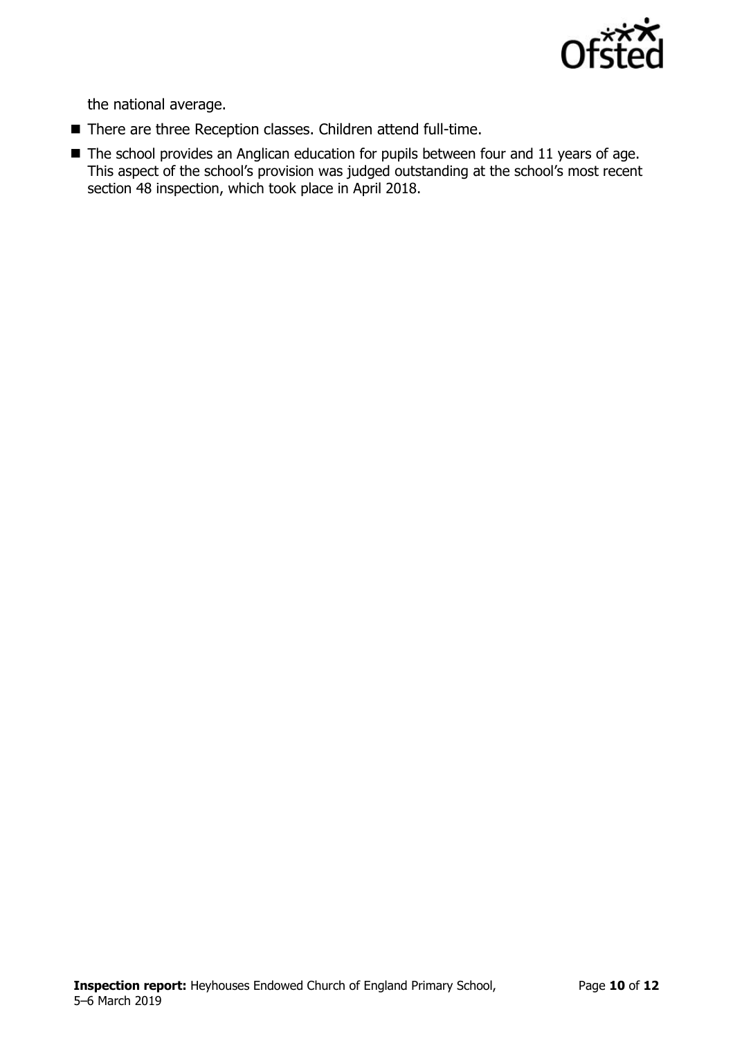the national average.

- There are three Reception classes. Children attend full-time.
- The school provides an Anglican education for pupils between four and 11 years of age. This aspect of the school's provision was judged outstanding at the school's most recent section 48 inspection, which took place in April 2018.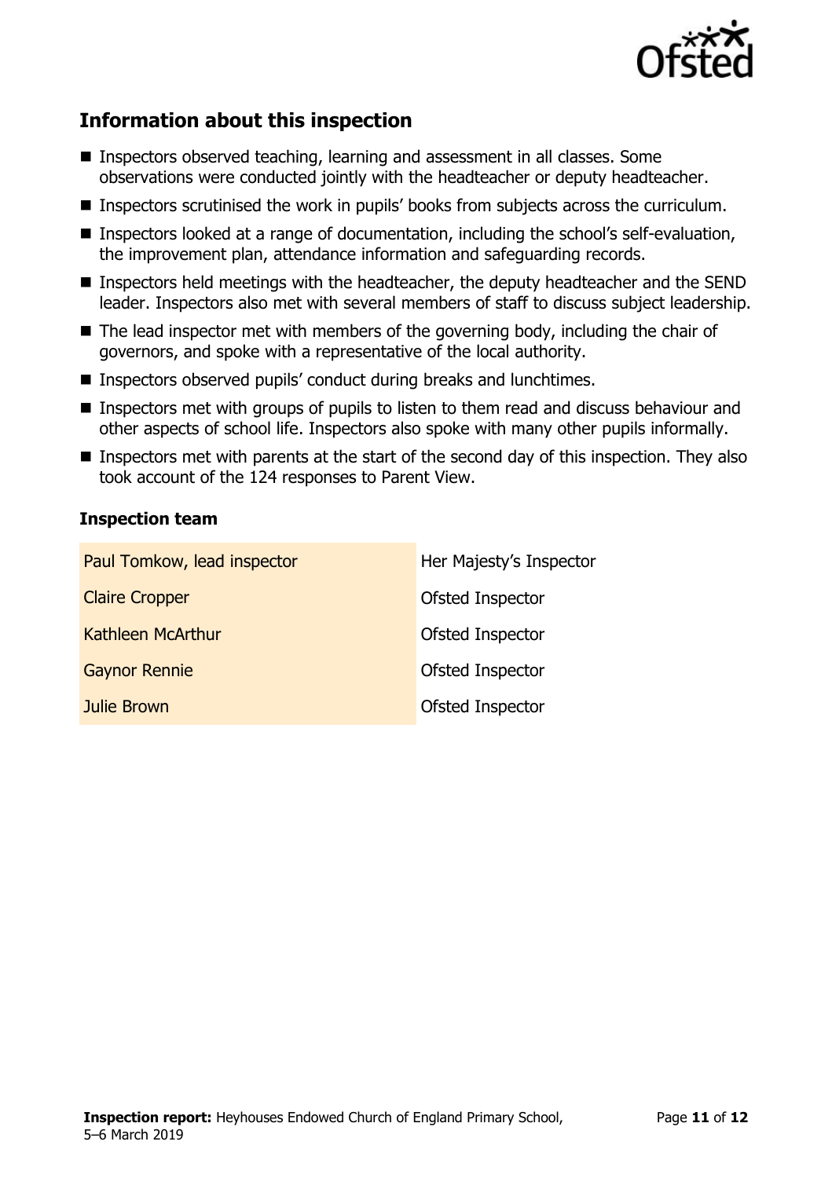## Information about this inspection

- Inspectors observed teaching, learning and assessment in all classes. Some observations were conducted jointly with the headteacher or deputy headteacher.
- Inspectors scrutinised the work in pupils' books from subjects across the curriculum.
- Inspectors looked at a range of documentation, including the school's self-evaluation, the improvement plan, attendance information and safeguarding records.
- Inspectors held meetings with the headteacher, the deputy headteacher and the SEND leader. Inspectors also met with several members of staff to discuss subject leadership.
- The lead inspector met with members of the governing body, including the chair of governors, and spoke with a representative of the local authority.
- Inspectors observed pupils' conduct during breaks and lunchtimes.
- Inspectors met with groups of pupils to listen to them read and discuss behaviour and other aspects of school life. Inspectors also spoke with many other pupils informally.
- Inspectors met with parents at the start of the second day of this inspection. They also took account of the 124 responses to Parent View.

### Inspection team

| | |
|---|---|
| Paul Tomkow, lead inspector | Her Majesty's Inspector |
| Claire Cropper | Ofsted Inspector |
| Kathleen McArthur | Ofsted Inspector |
| Gaynor Rennie | Ofsted Inspector |
| Julie Brown | Ofsted Inspector |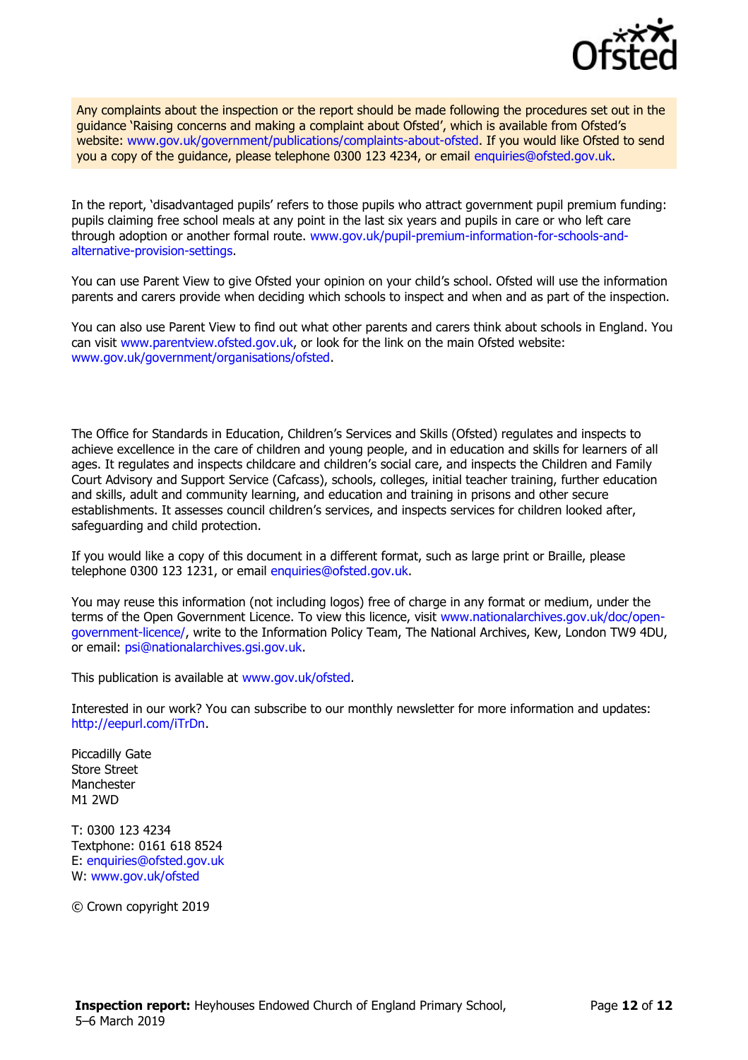Any complaints about the inspection or the report should be made following the procedures set out in the guidance 'Raising concerns and making a complaint about Ofsted', which is available from Ofsted's website: www.gov.uk/government/publications/complaints-about-ofsted. If you would like Ofsted to send you a copy of the guidance, please telephone 0300 123 4234, or email enquiries@ofsted.gov.uk.

In the report, 'disadvantaged pupils' refers to those pupils who attract government pupil premium funding: pupils claiming free school meals at any point in the last six years and pupils in care or who left care through adoption or another formal route. www.gov.uk/pupil-premium-information-for-schools-and-alternative-provision-settings.

You can use Parent View to give Ofsted your opinion on your child's school. Ofsted will use the information parents and carers provide when deciding which schools to inspect and when and as part of the inspection.

You can also use Parent View to find out what other parents and carers think about schools in England. You can visit www.parentview.ofsted.gov.uk, or look for the link on the main Ofsted website: www.gov.uk/government/organisations/ofsted.

The Office for Standards in Education, Children's Services and Skills (Ofsted) regulates and inspects to achieve excellence in the care of children and young people, and in education and skills for learners of all ages. It regulates and inspects childcare and children's social care, and inspects the Children and Family Court Advisory and Support Service (Cafcass), schools, colleges, initial teacher training, further education and skills, adult and community learning, and education and training in prisons and other secure establishments. It assesses council children's services, and inspects services for children looked after, safeguarding and child protection.

If you would like a copy of this document in a different format, such as large print or Braille, please telephone 0300 123 1231, or email enquiries@ofsted.gov.uk.

You may reuse this information (not including logos) free of charge in any format or medium, under the terms of the Open Government Licence. To view this licence, visit www.nationalarchives.gov.uk/doc/open-government-licence/, write to the Information Policy Team, The National Archives, Kew, London TW9 4DU, or email: psi@nationalarchives.gsi.gov.uk.

This publication is available at www.gov.uk/ofsted.

Interested in our work? You can subscribe to our monthly newsletter for more information and updates: http://eepurl.com/iTrDn.

Piccadilly Gate
Store Street
Manchester
M1 2WD

T: 0300 123 4234
Textphone: 0161 618 8524
E: enquiries@ofsted.gov.uk
W: www.gov.uk/ofsted

© Crown copyright 2019